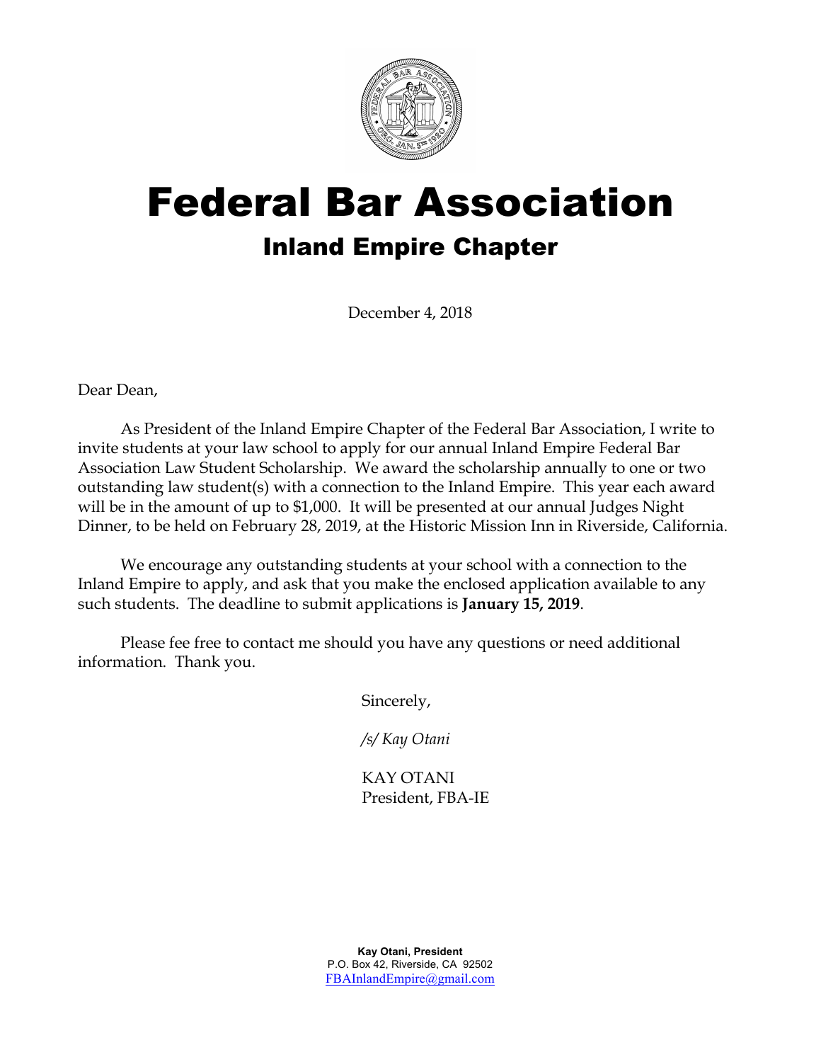# Federal Bar Association

## Inland Empire Chapter

December 4, 2018

Dear Dean,

As President of the Inland Empire Chapter of the Federal Bar Association, I write to invite students at your law school to apply for our annual Inland Empire Federal Bar Association Law Student Scholarship. We award the scholarship annually to one or two outstanding law student(s) with a connection to the Inland Empire. This year each award will be in the amount of up to $1,000. It will be presented at our annual Judges Night Dinner, to be held on February 28, 2019, at the Historic Mission Inn in Riverside, California.

We encourage any outstanding students at your school with a connection to the Inland Empire to apply, and ask that you make the enclosed application available to any such students. The deadline to submit applications is **January 15, 2019**.

Please fee free to contact me should you have any questions or need additional information. Thank you.

Sincerely,

*/s/ Kay Otani*

KAY OTANI
President, FBA-IE

**Kay Otani, President**
P.O. Box 42, Riverside, CA 92502
FBAInlandEmpire@gmail.com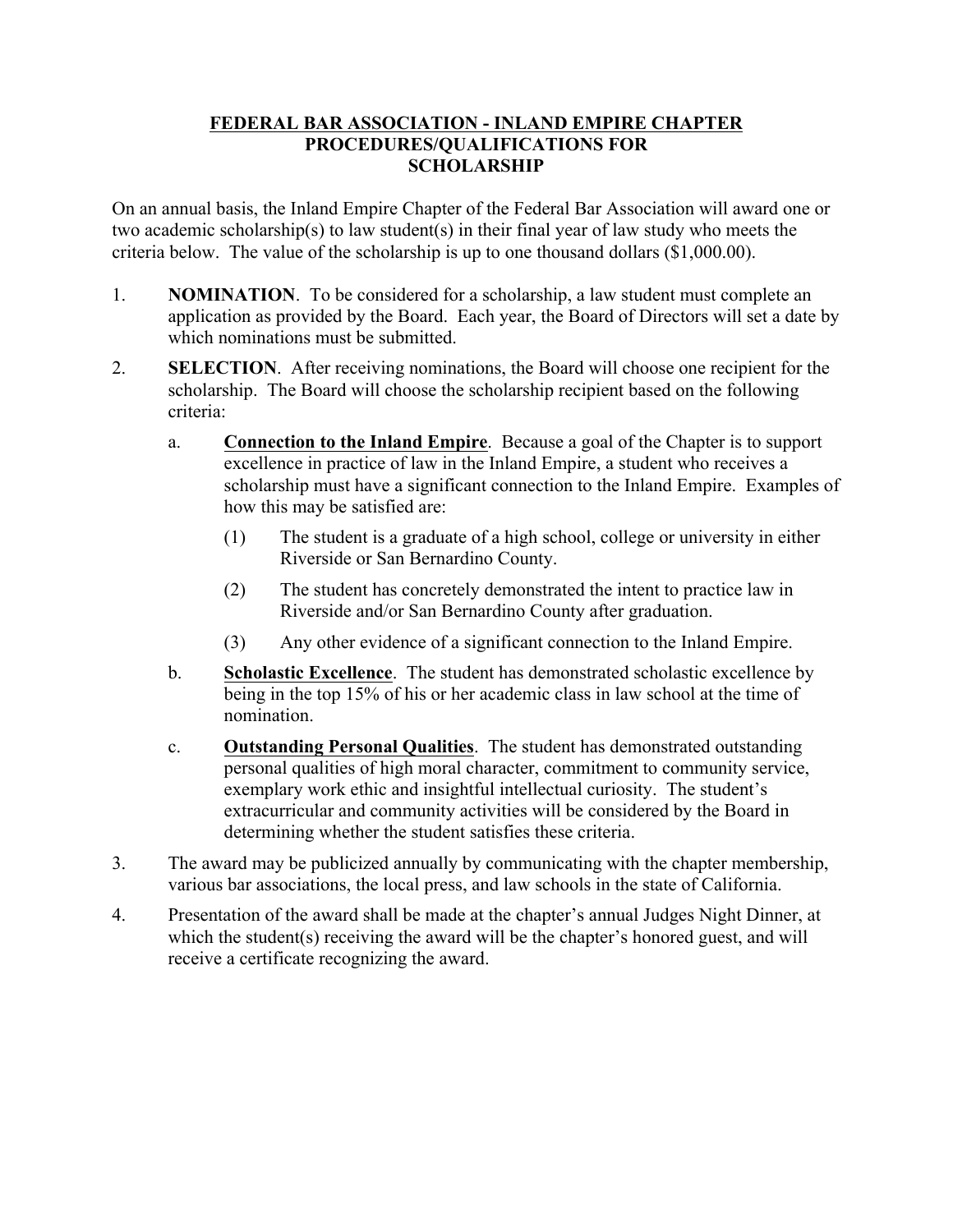# FEDERAL BAR ASSOCIATION - INLAND EMPIRE CHAPTER
## PROCEDURES/QUALIFICATIONS FOR SCHOLARSHIP

On an annual basis, the Inland Empire Chapter of the Federal Bar Association will award one or two academic scholarship(s) to law student(s) in their final year of law study who meets the criteria below. The value of the scholarship is up to one thousand dollars ($1,000.00).

1. **NOMINATION**. To be considered for a scholarship, a law student must complete an application as provided by the Board. Each year, the Board of Directors will set a date by which nominations must be submitted.

2. **SELECTION**. After receiving nominations, the Board will choose one recipient for the scholarship. The Board will choose the scholarship recipient based on the following criteria:

   a. **Connection to the Inland Empire**. Because a goal of the Chapter is to support excellence in practice of law in the Inland Empire, a student who receives a scholarship must have a significant connection to the Inland Empire. Examples of how this may be satisfied are:

      (1) The student is a graduate of a high school, college or university in either Riverside or San Bernardino County.

      (2) The student has concretely demonstrated the intent to practice law in Riverside and/or San Bernardino County after graduation.

      (3) Any other evidence of a significant connection to the Inland Empire.

   b. **Scholastic Excellence**. The student has demonstrated scholastic excellence by being in the top 15% of his or her academic class in law school at the time of nomination.

   c. **Outstanding Personal Qualities**. The student has demonstrated outstanding personal qualities of high moral character, commitment to community service, exemplary work ethic and insightful intellectual curiosity. The student's extracurricular and community activities will be considered by the Board in determining whether the student satisfies these criteria.

3. The award may be publicized annually by communicating with the chapter membership, various bar associations, the local press, and law schools in the state of California.

4. Presentation of the award shall be made at the chapter's annual Judges Night Dinner, at which the student(s) receiving the award will be the chapter's honored guest, and will receive a certificate recognizing the award.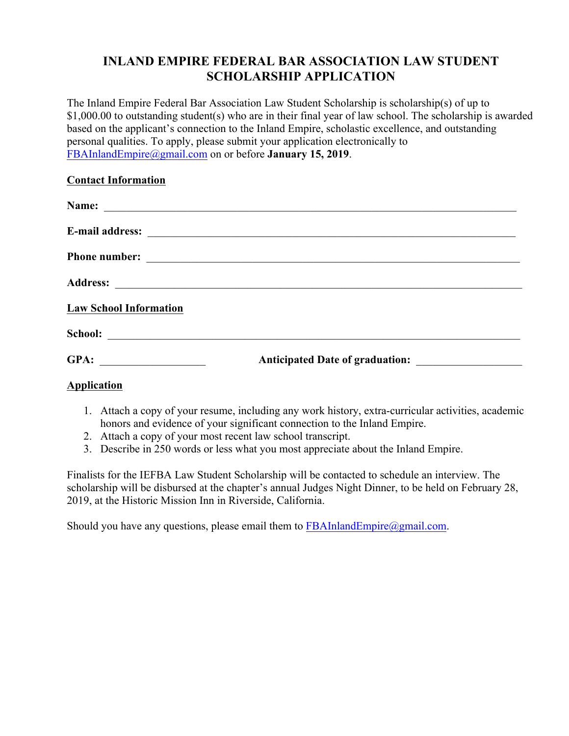# INLAND EMPIRE FEDERAL BAR ASSOCIATION LAW STUDENT SCHOLARSHIP APPLICATION

The Inland Empire Federal Bar Association Law Student Scholarship is scholarship(s) of up to $1,000.00 to outstanding student(s) who are in their final year of law school. The scholarship is awarded based on the applicant's connection to the Inland Empire, scholastic excellence, and outstanding personal qualities. To apply, please submit your application electronically to FBAInlandEmpire@gmail.com on or before **January 15, 2019**.

**Contact Information**

**Name:** ______________________________________________

**E-mail address:** ______________________________________________

**Phone number:** ______________________________________________

**Address:** ______________________________________________

**Law School Information**

**School:** ______________________________________________

**GPA:** ____________________ **Anticipated Date of graduation:** ____________________

**Application**

1. Attach a copy of your resume, including any work history, extra-curricular activities, academic honors and evidence of your significant connection to the Inland Empire.
2. Attach a copy of your most recent law school transcript.
3. Describe in 250 words or less what you most appreciate about the Inland Empire.

Finalists for the IEFBA Law Student Scholarship will be contacted to schedule an interview. The scholarship will be disbursed at the chapter's annual Judges Night Dinner, to be held on February 28, 2019, at the Historic Mission Inn in Riverside, California.

Should you have any questions, please email them to FBAInlandEmpire@gmail.com.